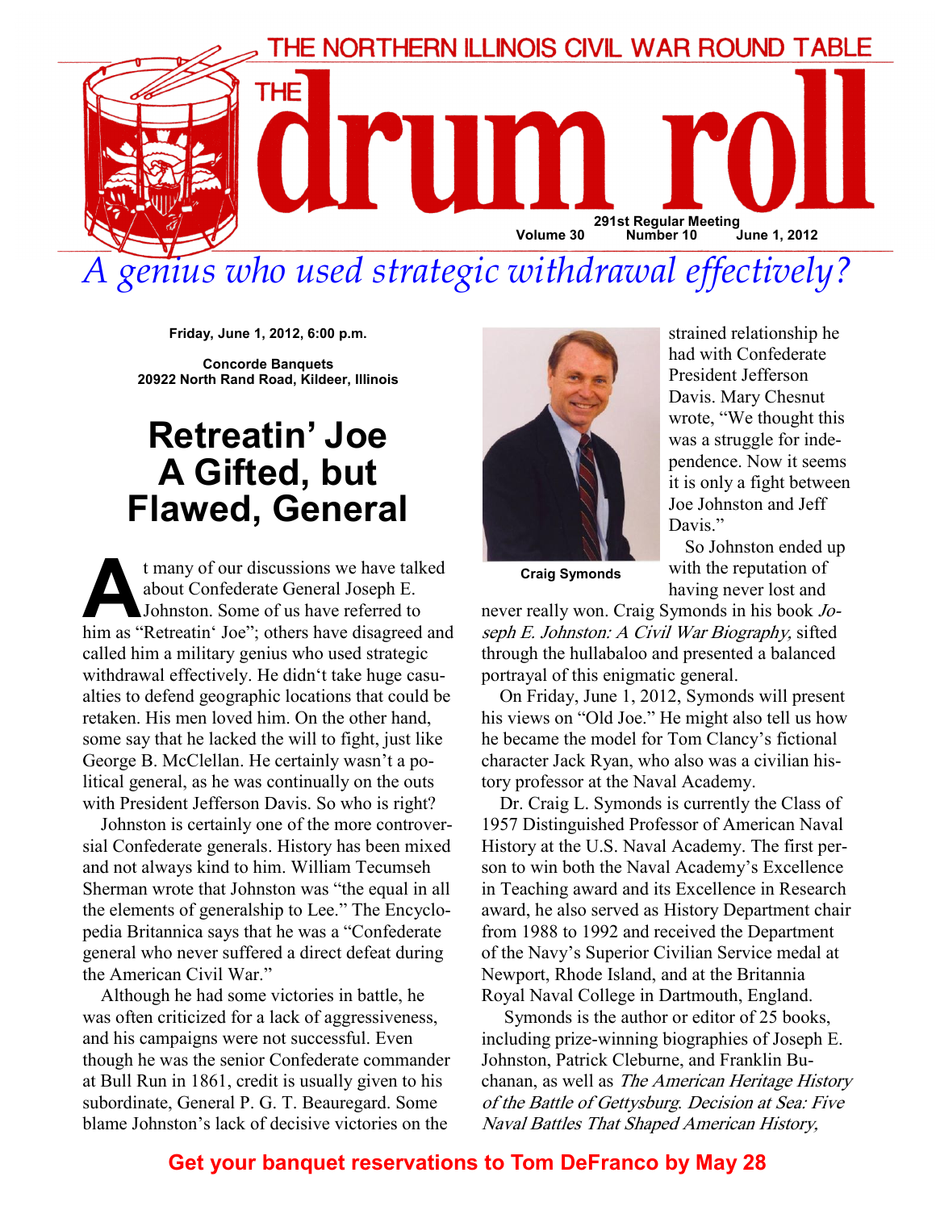THE NORTHERN ILLINOIS CIVIL WAR ROUND TABLE

# THE drum roll

291st Regular Meeting
Volume 30 Number 10 June 1, 2012

*A genius who used strategic withdrawal effectively?*

**Friday, June 1, 2012, 6:00 p.m.**

**Concorde Banquets**
**20922 North Rand Road, Kildeer, Illinois**

## Retreatin' Joe A Gifted, but Flawed, General

At many of our discussions we have talked about Confederate General Joseph E. Johnston. Some of us have referred to him as "Retreatin' Joe"; others have disagreed and called him a military genius who used strategic withdrawal effectively. He didn't take huge casualties to defend geographic locations that could be retaken. His men loved him. On the other hand, some say that he lacked the will to fight, just like George B. McClellan. He certainly wasn't a political general, as he was continually on the outs with President Jefferson Davis. So who is right?

Johnston is certainly one of the more controversial Confederate generals. History has been mixed and not always kind to him. William Tecumseh Sherman wrote that Johnston was "the equal in all the elements of generalship to Lee." The Encyclopedia Britannica says that he was a "Confederate general who never suffered a direct defeat during the American Civil War."

Although he had some victories in battle, he was often criticized for a lack of aggressiveness, and his campaigns were not successful. Even though he was the senior Confederate commander at Bull Run in 1861, credit is usually given to his subordinate, General P. G. T. Beauregard. Some blame Johnston's lack of decisive victories on the strained relationship he had with Confederate President Jefferson Davis. Mary Chesnut wrote, "We thought this was a struggle for independence. Now it seems it is only a fight between Joe Johnston and Jeff Davis."

**Craig Symonds**

So Johnston ended up with the reputation of having never lost and never really won. Craig Symonds in his book *Joseph E. Johnston: A Civil War Biography*, sifted through the hullabaloo and presented a balanced portrayal of this enigmatic general.

On Friday, June 1, 2012, Symonds will present his views on "Old Joe." He might also tell us how he became the model for Tom Clancy's fictional character Jack Ryan, who also was a civilian history professor at the Naval Academy.

Dr. Craig L. Symonds is currently the Class of 1957 Distinguished Professor of American Naval History at the U.S. Naval Academy. The first person to win both the Naval Academy's Excellence in Teaching award and its Excellence in Research award, he also served as History Department chair from 1988 to 1992 and received the Department of the Navy's Superior Civilian Service medal at Newport, Rhode Island, and at the Britannia Royal Naval College in Dartmouth, England.

Symonds is the author or editor of 25 books, including prize-winning biographies of Joseph E. Johnston, Patrick Cleburne, and Franklin Buchanan, as well as *The American Heritage History of the Battle of Gettysburg. Decision at Sea: Five Naval Battles That Shaped American History,*

**Get your banquet reservations to Tom DeFranco by May 28**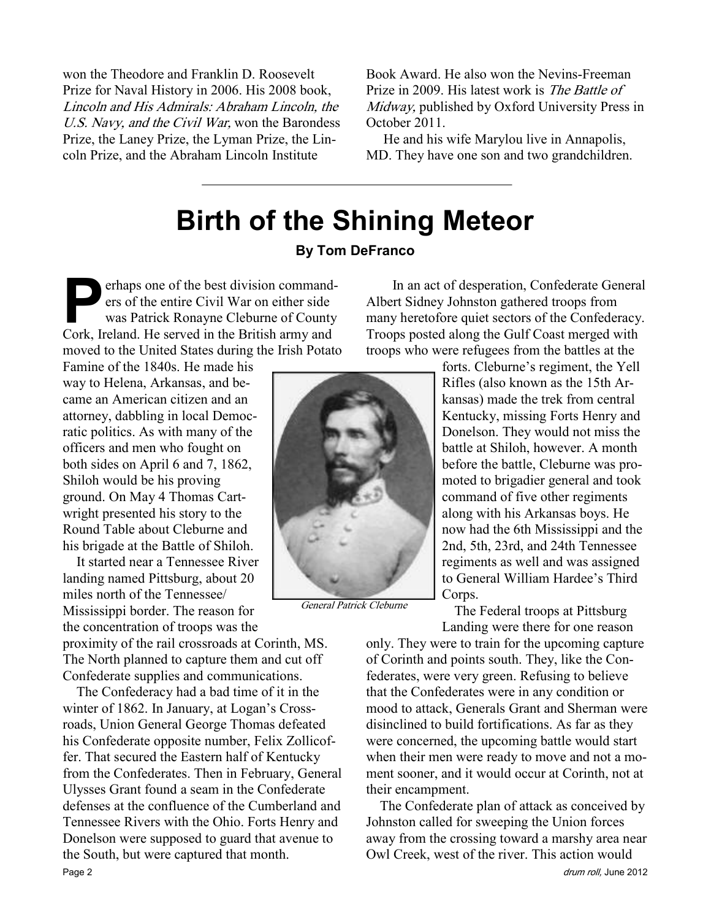won the Theodore and Franklin D. Roosevelt Prize for Naval History in 2006. His 2008 book, *Lincoln and His Admirals: Abraham Lincoln, the U.S. Navy, and the Civil War,* won the Barondess Prize, the Laney Prize, the Lyman Prize, the Lincoln Prize, and the Abraham Lincoln Institute Book Award. He also won the Nevins-Freeman Prize in 2009. His latest work is *The Battle of Midway,* published by Oxford University Press in October 2011.

He and his wife Marylou live in Annapolis, MD. They have one son and two grandchildren.

---

# Birth of the Shining Meteor

**By Tom DeFranco**

Perhaps one of the best division commanders of the entire Civil War on either side was Patrick Ronayne Cleburne of County Cork, Ireland. He served in the British army and moved to the United States during the Irish Potato Famine of the 1840s. He made his way to Helena, Arkansas, and became an American citizen and an attorney, dabbling in local Democratic politics. As with many of the officers and men who fought on both sides on April 6 and 7, 1862, Shiloh would be his proving ground. On May 4 Thomas Cartwright presented his story to the Round Table about Cleburne and his brigade at the Battle of Shiloh.

*General Patrick Cleburne*

It started near a Tennessee River landing named Pittsburg, about 20 miles north of the Tennessee/Mississippi border. The reason for the concentration of troops was the proximity of the rail crossroads at Corinth, MS. The North planned to capture them and cut off Confederate supplies and communications.

The Confederacy had a bad time of it in the winter of 1862. In January, at Logan's Crossroads, Union General George Thomas defeated his Confederate opposite number, Felix Zollicoffer. That secured the Eastern half of Kentucky from the Confederates. Then in February, General Ulysses Grant found a seam in the Confederate defenses at the confluence of the Cumberland and Tennessee Rivers with the Ohio. Forts Henry and Donelson were supposed to guard that avenue to the South, but were captured that month.

In an act of desperation, Confederate General Albert Sidney Johnston gathered troops from many heretofore quiet sectors of the Confederacy. Troops posted along the Gulf Coast merged with troops who were refugees from the battles at the forts. Cleburne's regiment, the Yell Rifles (also known as the 15th Arkansas) made the trek from central Kentucky, missing Forts Henry and Donelson. They would not miss the battle at Shiloh, however. A month before the battle, Cleburne was promoted to brigadier general and took command of five other regiments along with his Arkansas boys. He now had the 6th Mississippi and the 2nd, 5th, 23rd, and 24th Tennessee regiments as well and was assigned to General William Hardee's Third Corps.

The Federal troops at Pittsburg Landing were there for one reason only. They were to train for the upcoming capture of Corinth and points south. They, like the Confederates, were very green. Refusing to believe that the Confederates were in any condition or mood to attack, Generals Grant and Sherman were disinclined to build fortifications. As far as they were concerned, the upcoming battle would start when their men were ready to move and not a moment sooner, and it would occur at Corinth, not at their encampment.

The Confederate plan of attack as conceived by Johnston called for sweeping the Union forces away from the crossing toward a marshy area near Owl Creek, west of the river. This action would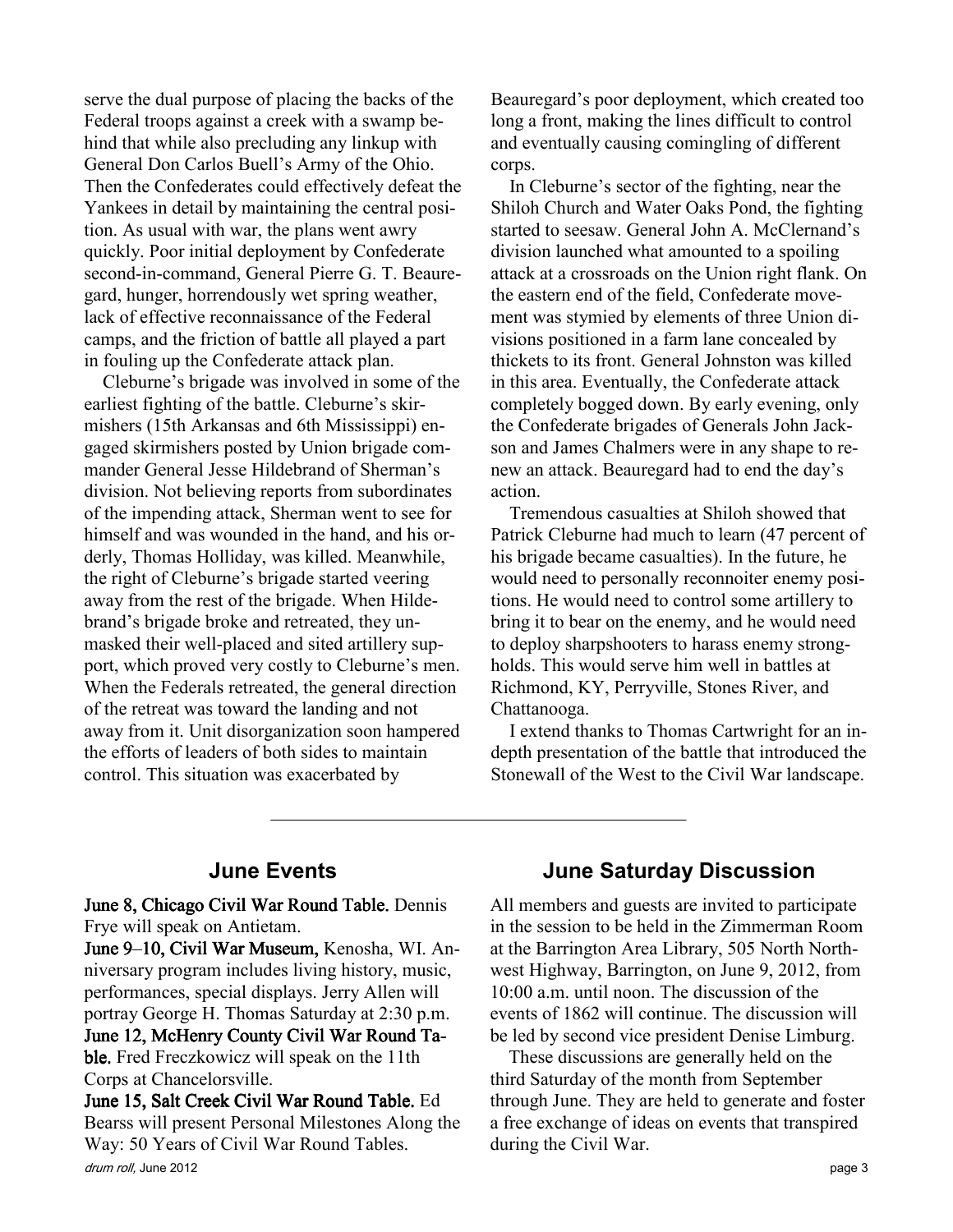serve the dual purpose of placing the backs of the Federal troops against a creek with a swamp behind that while also precluding any linkup with General Don Carlos Buell's Army of the Ohio. Then the Confederates could effectively defeat the Yankees in detail by maintaining the central position. As usual with war, the plans went awry quickly. Poor initial deployment by Confederate second-in-command, General Pierre G. T. Beauregard, hunger, horrendously wet spring weather, lack of effective reconnaissance of the Federal camps, and the friction of battle all played a part in fouling up the Confederate attack plan.

Cleburne's brigade was involved in some of the earliest fighting of the battle. Cleburne's skirmishers (15th Arkansas and 6th Mississippi) engaged skirmishers posted by Union brigade commander General Jesse Hildebrand of Sherman's division. Not believing reports from subordinates of the impending attack, Sherman went to see for himself and was wounded in the hand, and his orderly, Thomas Holliday, was killed. Meanwhile, the right of Cleburne's brigade started veering away from the rest of the brigade. When Hildebrand's brigade broke and retreated, they unmasked their well-placed and sited artillery support, which proved very costly to Cleburne's men. When the Federals retreated, the general direction of the retreat was toward the landing and not away from it. Unit disorganization soon hampered the efforts of leaders of both sides to maintain control. This situation was exacerbated by Beauregard's poor deployment, which created too long a front, making the lines difficult to control and eventually causing comingling of different corps.

In Cleburne's sector of the fighting, near the Shiloh Church and Water Oaks Pond, the fighting started to seesaw. General John A. McClernand's division launched what amounted to a spoiling attack at a crossroads on the Union right flank. On the eastern end of the field, Confederate movement was stymied by elements of three Union divisions positioned in a farm lane concealed by thickets to its front. General Johnston was killed in this area. Eventually, the Confederate attack completely bogged down. By early evening, only the Confederate brigades of Generals John Jackson and James Chalmers were in any shape to renew an attack. Beauregard had to end the day's action.

Tremendous casualties at Shiloh showed that Patrick Cleburne had much to learn (47 percent of his brigade became casualties). In the future, he would need to personally reconnoiter enemy positions. He would need to control some artillery to bring it to bear on the enemy, and he would need to deploy sharpshooters to harass enemy strongholds. This would serve him well in battles at Richmond, KY, Perryville, Stones River, and Chattanooga.

I extend thanks to Thomas Cartwright for an in-depth presentation of the battle that introduced the Stonewall of the West to the Civil War landscape.

---

## June Events

**June 8, Chicago Civil War Round Table.** Dennis Frye will speak on Antietam.

**June 9–10, Civil War Museum,** Kenosha, WI. Anniversary program includes living history, music, performances, special displays. Jerry Allen will portray George H. Thomas Saturday at 2:30 p.m.

**June 12, McHenry County Civil War Round Table.** Fred Freczkowicz will speak on the 11th Corps at Chancelorsville.

**June 15, Salt Creek Civil War Round Table.** Ed Bearss will present Personal Milestones Along the Way: 50 Years of Civil War Round Tables.

## June Saturday Discussion

All members and guests are invited to participate in the session to be held in the Zimmerman Room at the Barrington Area Library, 505 North Northwest Highway, Barrington, on June 9, 2012, from 10:00 a.m. until noon. The discussion of the events of 1862 will continue. The discussion will be led by second vice president Denise Limburg.

These discussions are generally held on the third Saturday of the month from September through June. They are held to generate and foster a free exchange of ideas on events that transpired during the Civil War.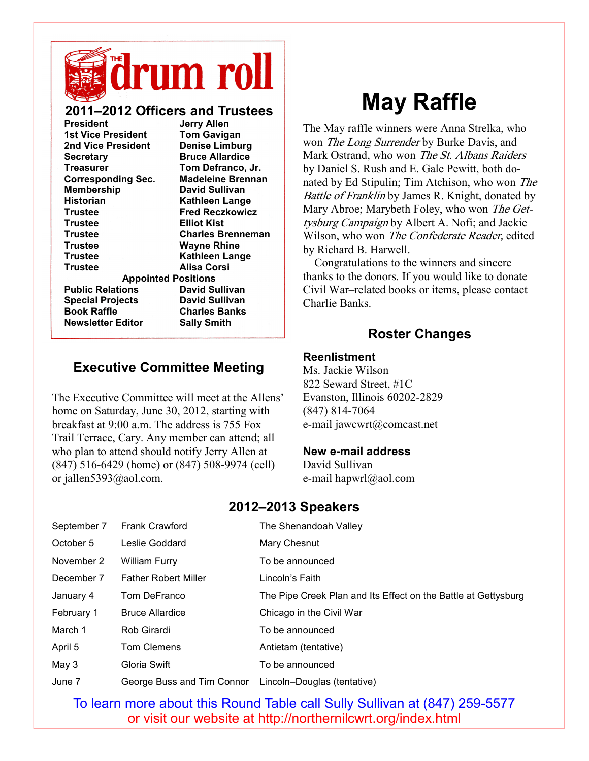# THE drum roll

## 2011–2012 Officers and Trustees

| | |
|---|---|
| President | Jerry Allen |
| 1st Vice President | Tom Gavigan |
| 2nd Vice President | Denise Limburg |
| Secretary | Bruce Allardice |
| Treasurer | Tom Defranco, Jr. |
| Corresponding Sec. | Madeleine Brennan |
| Membership | David Sullivan |
| Historian | Kathleen Lange |
| Trustee | Fred Reczkowicz |
| Trustee | Elliot Kist |
| Trustee | Charles Brenneman |
| Trustee | Wayne Rhine |
| Trustee | Kathleen Lange |
| Trustee | Alisa Corsi |

**Appointed Positions**

| | |
|---|---|
| Public Relations | David Sullivan |
| Special Projects | David Sullivan |
| Book Raffle | Charles Banks |
| Newsletter Editor | Sally Smith |

## Executive Committee Meeting

The Executive Committee will meet at the Allens' home on Saturday, June 30, 2012, starting with breakfast at 9:00 a.m. The address is 755 Fox Trail Terrace, Cary. Any member can attend; all who plan to attend should notify Jerry Allen at (847) 516-6429 (home) or (847) 508-9974 (cell) or jallen5393@aol.com.

# May Raffle

The May raffle winners were Anna Strelka, who won *The Long Surrender* by Burke Davis, and Mark Ostrand, who won *The St. Albans Raiders* by Daniel S. Rush and E. Gale Pewitt, both donated by Ed Stipulin; Tim Atchison, who won *The Battle of Franklin* by James R. Knight, donated by Mary Abroe; Marybeth Foley, who won *The Gettysburg Campaign* by Albert A. Nofi; and Jackie Wilson, who won *The Confederate Reader,* edited by Richard B. Harwell.

Congratulations to the winners and sincere thanks to the donors. If you would like to donate Civil War–related books or items, please contact Charlie Banks.

## Roster Changes

**Reenlistment**

Ms. Jackie Wilson
822 Seward Street, #1C
Evanston, Illinois 60202-2829
(847) 814-7064
e-mail jawcwrt@comcast.net

**New e-mail address**

David Sullivan
e-mail hapwrl@aol.com

## 2012–2013 Speakers

| | | |
|---|---|---|
| September 7 | Frank Crawford | The Shenandoah Valley |
| October 5 | Leslie Goddard | Mary Chesnut |
| November 2 | William Furry | To be announced |
| December 7 | Father Robert Miller | Lincoln's Faith |
| January 4 | Tom DeFranco | The Pipe Creek Plan and Its Effect on the Battle at Gettysburg |
| February 1 | Bruce Allardice | Chicago in the Civil War |
| March 1 | Rob Girardi | To be announced |
| April 5 | Tom Clemens | Antietam (tentative) |
| May 3 | Gloria Swift | To be announced |
| June 7 | George Buss and Tim Connor | Lincoln–Douglas (tentative) |

To learn more about this Round Table call Sully Sullivan at (847) 259-5577
or visit our website at http://northernilcwrt.org/index.html